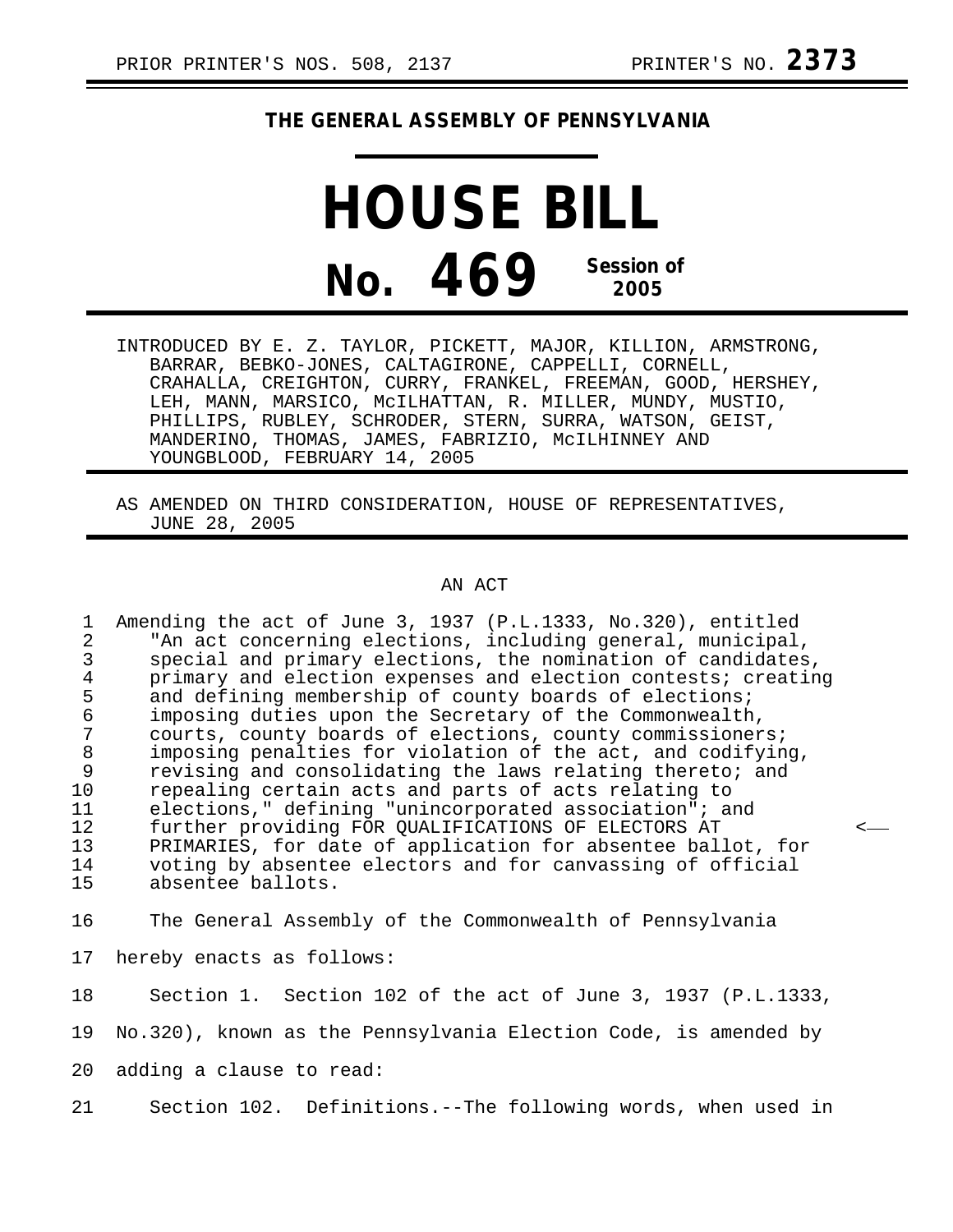PRIOR PRINTER'S NOS. 508, 2137 PRINTER'S NO. **2373**

# THE GENERAL ASSEMBLY OF PENNSYLVANIA

# HOUSE BILL

# No. 469 Session of 2005

INTRODUCED BY E. Z. TAYLOR, PICKETT, MAJOR, KILLION, ARMSTRONG, BARRAR, BEBKO-JONES, CALTAGIRONE, CAPPELLI, CORNELL, CRAHALLA, CREIGHTON, CURRY, FRANKEL, FREEMAN, GOOD, HERSHEY, LEH, MANN, MARSICO, McILHATTAN, R. MILLER, MUNDY, MUSTIO, PHILLIPS, RUBLEY, SCHRODER, STERN, SURRA, WATSON, GEIST, MANDERINO, THOMAS, JAMES, FABRIZIO, McILHINNEY AND YOUNGBLOOD, FEBRUARY 14, 2005

AS AMENDED ON THIRD CONSIDERATION, HOUSE OF REPRESENTATIVES, JUNE 28, 2005

AN ACT

1 Amending the act of June 3, 1937 (P.L.1333, No.320), entitled
2 "An act concerning elections, including general, municipal,
3 special and primary elections, the nomination of candidates,
4 primary and election expenses and election contests; creating
5 and defining membership of county boards of elections;
6 imposing duties upon the Secretary of the Commonwealth,
7 courts, county boards of elections, county commissioners;
8 imposing penalties for violation of the act, and codifying,
9 revising and consolidating the laws relating thereto; and
10 repealing certain acts and parts of acts relating to
11 elections," defining "unincorporated association"; and
12 further providing FOR QUALIFICATIONS OF ELECTORS AT <——
13 PRIMARIES, for date of application for absentee ballot, for
14 voting by absentee electors and for canvassing of official
15 absentee ballots.

16 The General Assembly of the Commonwealth of Pennsylvania
17 hereby enacts as follows:

18 Section 1. Section 102 of the act of June 3, 1937 (P.L.1333,
19 No.320), known as the Pennsylvania Election Code, is amended by
20 adding a clause to read:

21 Section 102. Definitions.--The following words, when used in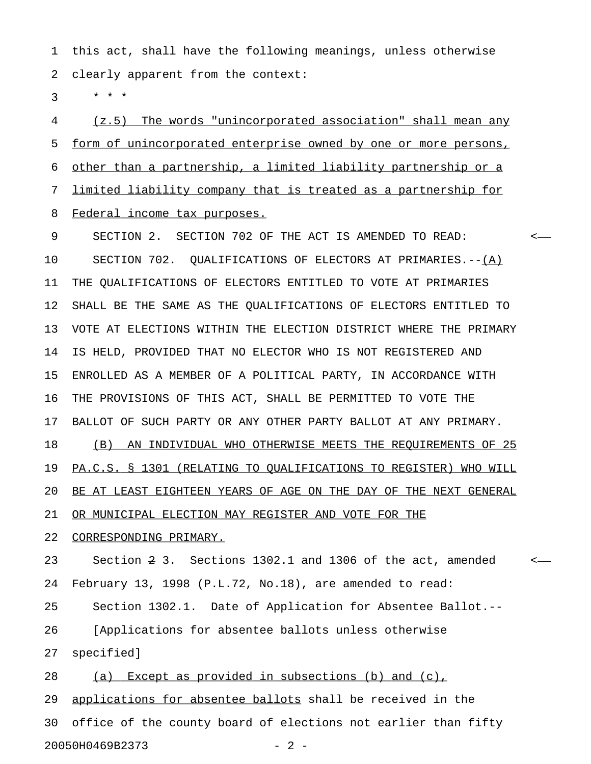this act, shall have the following meanings, unless otherwise clearly apparent from the context:

* * *

(z.5) The words "unincorporated association" shall mean any form of unincorporated enterprise owned by one or more persons, other than a partnership, a limited liability partnership or a limited liability company that is treated as a partnership for Federal income tax purposes.

SECTION 2. SECTION 702 OF THE ACT IS AMENDED TO READ:

SECTION 702. QUALIFICATIONS OF ELECTORS AT PRIMARIES.--(A) THE QUALIFICATIONS OF ELECTORS ENTITLED TO VOTE AT PRIMARIES SHALL BE THE SAME AS THE QUALIFICATIONS OF ELECTORS ENTITLED TO VOTE AT ELECTIONS WITHIN THE ELECTION DISTRICT WHERE THE PRIMARY IS HELD, PROVIDED THAT NO ELECTOR WHO IS NOT REGISTERED AND ENROLLED AS A MEMBER OF A POLITICAL PARTY, IN ACCORDANCE WITH THE PROVISIONS OF THIS ACT, SHALL BE PERMITTED TO VOTE THE BALLOT OF SUCH PARTY OR ANY OTHER PARTY BALLOT AT ANY PRIMARY.

(B) AN INDIVIDUAL WHO OTHERWISE MEETS THE REQUIREMENTS OF 25 PA.C.S. § 1301 (RELATING TO QUALIFICATIONS TO REGISTER) WHO WILL BE AT LEAST EIGHTEEN YEARS OF AGE ON THE DAY OF THE NEXT GENERAL OR MUNICIPAL ELECTION MAY REGISTER AND VOTE FOR THE CORRESPONDING PRIMARY.

Section ~~2~~ 3. Sections 1302.1 and 1306 of the act, amended February 13, 1998 (P.L.72, No.18), are amended to read:

Section 1302.1. Date of Application for Absentee Ballot.--

[Applications for absentee ballots unless otherwise specified]

(a) Except as provided in subsections (b) and (c), applications for absentee ballots shall be received in the office of the county board of elections not earlier than fifty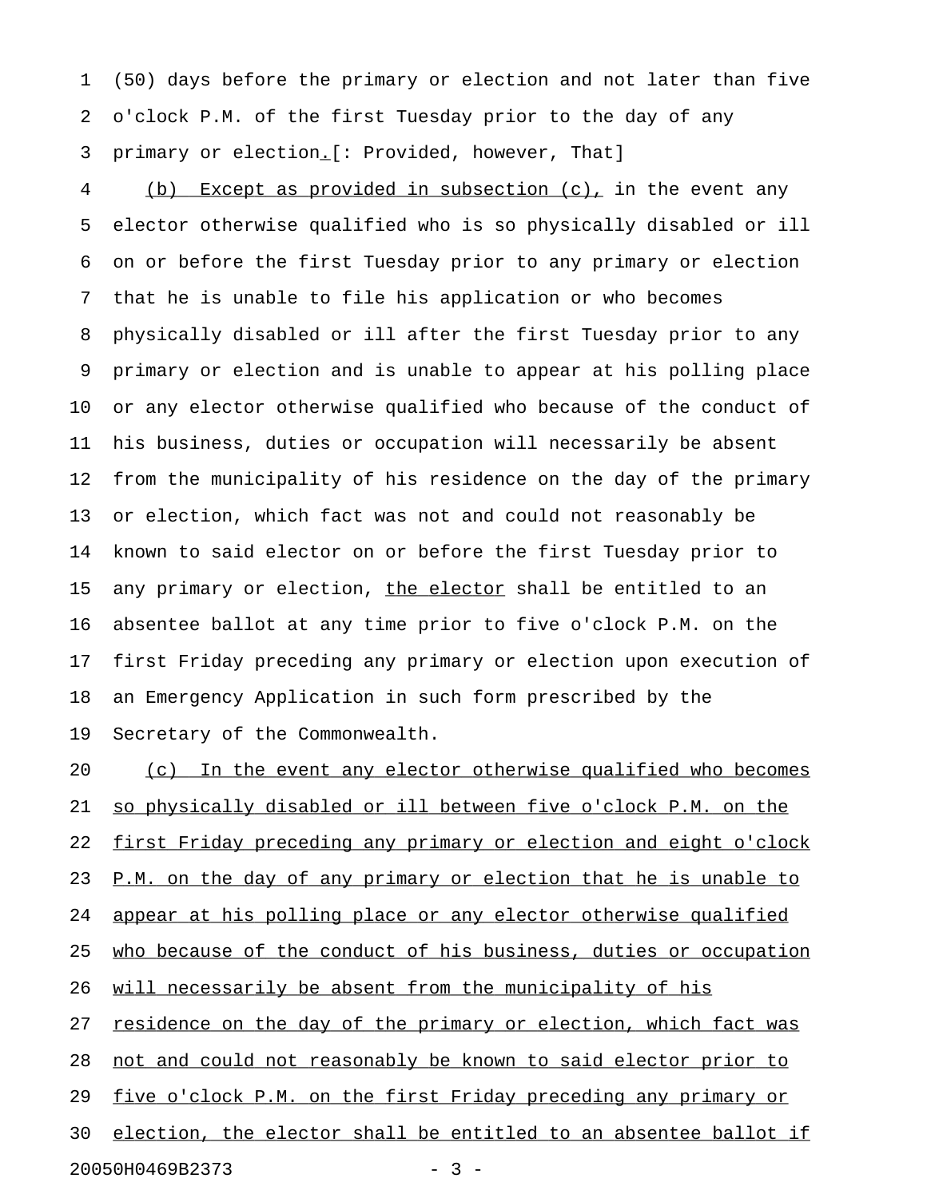(50) days before the primary or election and not later than five o'clock P.M. of the first Tuesday prior to the day of any primary or election.[: Provided, however, That]

(b) Except as provided in subsection (c), in the event any elector otherwise qualified who is so physically disabled or ill on or before the first Tuesday prior to any primary or election that he is unable to file his application or who becomes physically disabled or ill after the first Tuesday prior to any primary or election and is unable to appear at his polling place or any elector otherwise qualified who because of the conduct of his business, duties or occupation will necessarily be absent from the municipality of his residence on the day of the primary or election, which fact was not and could not reasonably be known to said elector on or before the first Tuesday prior to any primary or election, the elector shall be entitled to an absentee ballot at any time prior to five o'clock P.M. on the first Friday preceding any primary or election upon execution of an Emergency Application in such form prescribed by the Secretary of the Commonwealth.

(c) In the event any elector otherwise qualified who becomes so physically disabled or ill between five o'clock P.M. on the first Friday preceding any primary or election and eight o'clock P.M. on the day of any primary or election that he is unable to appear at his polling place or any elector otherwise qualified who because of the conduct of his business, duties or occupation will necessarily be absent from the municipality of his residence on the day of the primary or election, which fact was not and could not reasonably be known to said elector prior to five o'clock P.M. on the first Friday preceding any primary or election, the elector shall be entitled to an absentee ballot if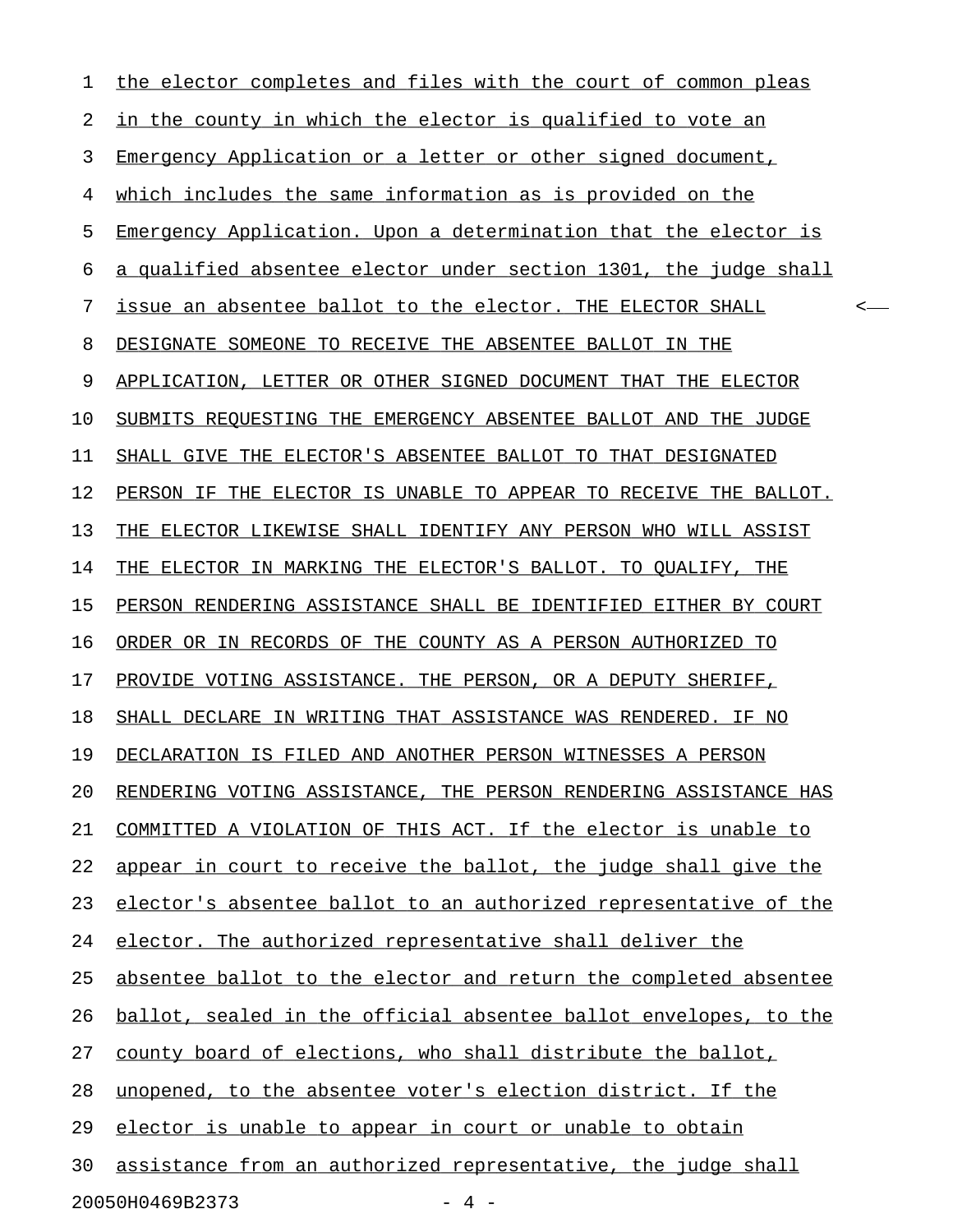the elector completes and files with the court of common pleas in the county in which the elector is qualified to vote an Emergency Application or a letter or other signed document, which includes the same information as is provided on the Emergency Application. Upon a determination that the elector is a qualified absentee elector under section 1301, the judge shall issue an absentee ballot to the elector. THE ELECTOR SHALL DESIGNATE SOMEONE TO RECEIVE THE ABSENTEE BALLOT IN THE APPLICATION, LETTER OR OTHER SIGNED DOCUMENT THAT THE ELECTOR SUBMITS REQUESTING THE EMERGENCY ABSENTEE BALLOT AND THE JUDGE SHALL GIVE THE ELECTOR'S ABSENTEE BALLOT TO THAT DESIGNATED PERSON IF THE ELECTOR IS UNABLE TO APPEAR TO RECEIVE THE BALLOT. THE ELECTOR LIKEWISE SHALL IDENTIFY ANY PERSON WHO WILL ASSIST THE ELECTOR IN MARKING THE ELECTOR'S BALLOT. TO QUALIFY, THE PERSON RENDERING ASSISTANCE SHALL BE IDENTIFIED EITHER BY COURT ORDER OR IN RECORDS OF THE COUNTY AS A PERSON AUTHORIZED TO PROVIDE VOTING ASSISTANCE. THE PERSON, OR A DEPUTY SHERIFF, SHALL DECLARE IN WRITING THAT ASSISTANCE WAS RENDERED. IF NO DECLARATION IS FILED AND ANOTHER PERSON WITNESSES A PERSON RENDERING VOTING ASSISTANCE, THE PERSON RENDERING ASSISTANCE HAS COMMITTED A VIOLATION OF THIS ACT. If the elector is unable to appear in court to receive the ballot, the judge shall give the elector's absentee ballot to an authorized representative of the elector. The authorized representative shall deliver the absentee ballot to the elector and return the completed absentee ballot, sealed in the official absentee ballot envelopes, to the county board of elections, who shall distribute the ballot, unopened, to the absentee voter's election district. If the elector is unable to appear in court or unable to obtain assistance from an authorized representative, the judge shall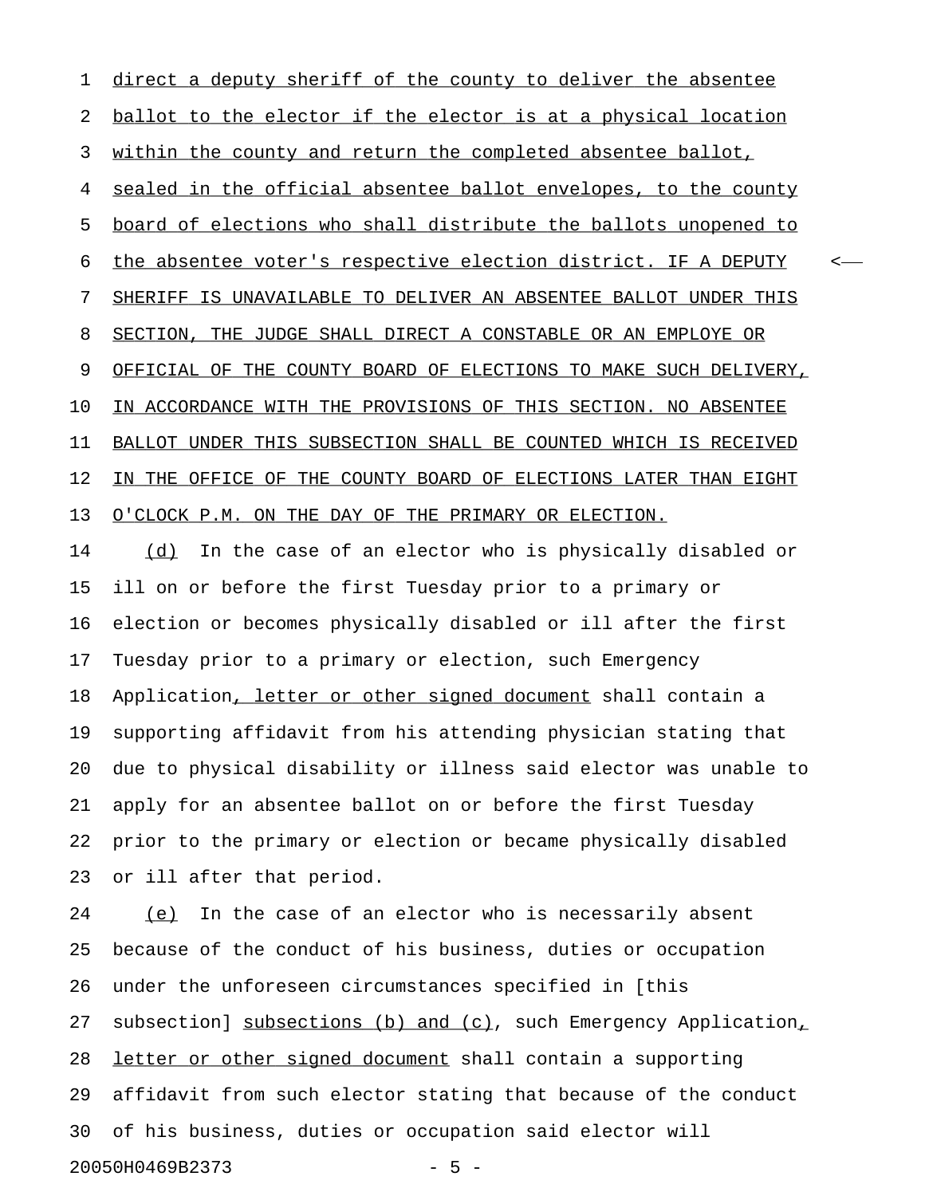direct a deputy sheriff of the county to deliver the absentee ballot to the elector if the elector is at a physical location within the county and return the completed absentee ballot, sealed in the official absentee ballot envelopes, to the county board of elections who shall distribute the ballots unopened to the absentee voter's respective election district. IF A DEPUTY SHERIFF IS UNAVAILABLE TO DELIVER AN ABSENTEE BALLOT UNDER THIS SECTION, THE JUDGE SHALL DIRECT A CONSTABLE OR AN EMPLOYE OR OFFICIAL OF THE COUNTY BOARD OF ELECTIONS TO MAKE SUCH DELIVERY, IN ACCORDANCE WITH THE PROVISIONS OF THIS SECTION. NO ABSENTEE BALLOT UNDER THIS SUBSECTION SHALL BE COUNTED WHICH IS RECEIVED IN THE OFFICE OF THE COUNTY BOARD OF ELECTIONS LATER THAN EIGHT O'CLOCK P.M. ON THE DAY OF THE PRIMARY OR ELECTION.

(d) In the case of an elector who is physically disabled or ill on or before the first Tuesday prior to a primary or election or becomes physically disabled or ill after the first Tuesday prior to a primary or election, such Emergency Application, letter or other signed document shall contain a supporting affidavit from his attending physician stating that due to physical disability or illness said elector was unable to apply for an absentee ballot on or before the first Tuesday prior to the primary or election or became physically disabled or ill after that period.

(e) In the case of an elector who is necessarily absent because of the conduct of his business, duties or occupation under the unforeseen circumstances specified in [this subsection] subsections (b) and (c), such Emergency Application, letter or other signed document shall contain a supporting affidavit from such elector stating that because of the conduct of his business, duties or occupation said elector will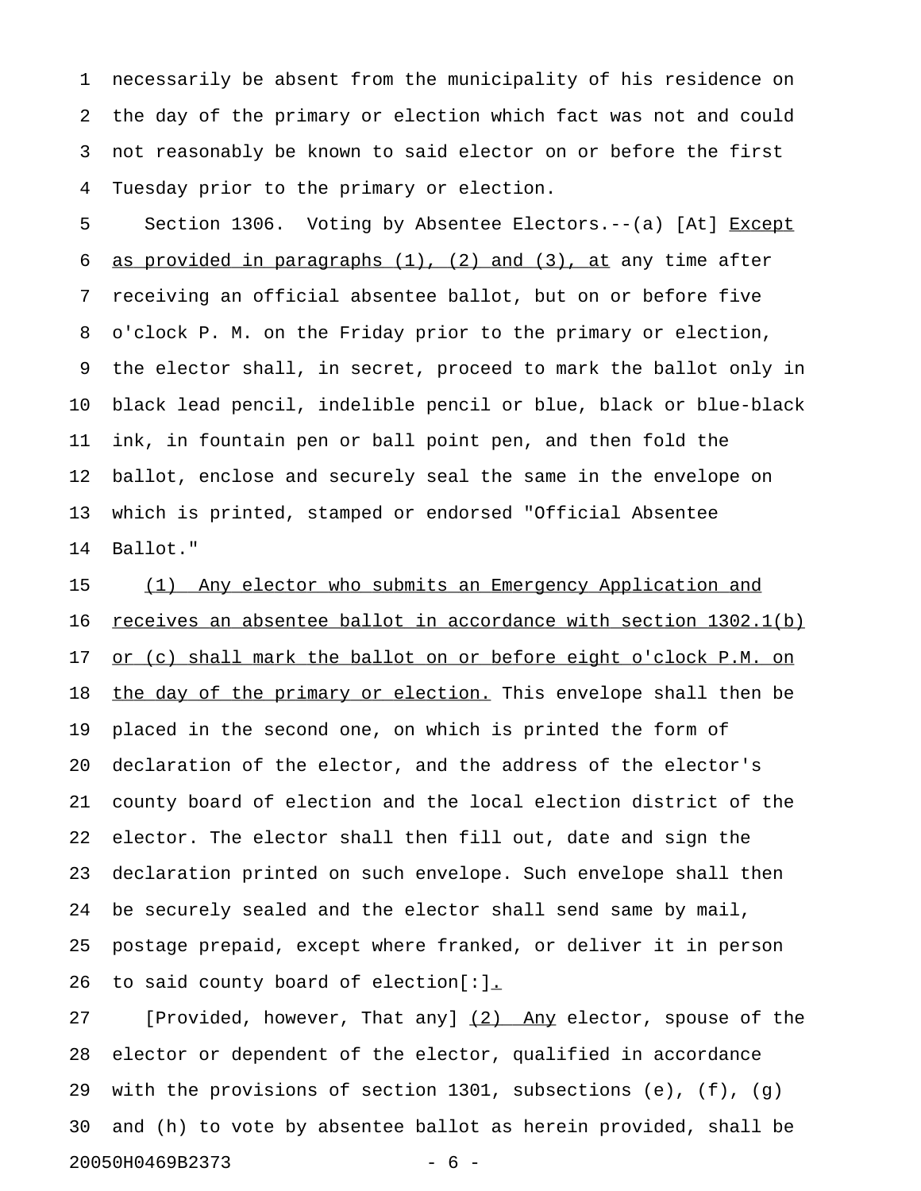necessarily be absent from the municipality of his residence on the day of the primary or election which fact was not and could not reasonably be known to said elector on or before the first Tuesday prior to the primary or election.

Section 1306. Voting by Absentee Electors.--(a) [At] Except as provided in paragraphs (1), (2) and (3), at any time after receiving an official absentee ballot, but on or before five o'clock P. M. on the Friday prior to the primary or election, the elector shall, in secret, proceed to mark the ballot only in black lead pencil, indelible pencil or blue, black or blue-black ink, in fountain pen or ball point pen, and then fold the ballot, enclose and securely seal the same in the envelope on which is printed, stamped or endorsed "Official Absentee Ballot."

(1) Any elector who submits an Emergency Application and receives an absentee ballot in accordance with section 1302.1(b) or (c) shall mark the ballot on or before eight o'clock P.M. on the day of the primary or election. This envelope shall then be placed in the second one, on which is printed the form of declaration of the elector, and the address of the elector's county board of election and the local election district of the elector. The elector shall then fill out, date and sign the declaration printed on such envelope. Such envelope shall then be securely sealed and the elector shall send same by mail, postage prepaid, except where franked, or deliver it in person to said county board of election[:].

[Provided, however, That any] (2) Any elector, spouse of the elector or dependent of the elector, qualified in accordance with the provisions of section 1301, subsections (e), (f), (g) and (h) to vote by absentee ballot as herein provided, shall be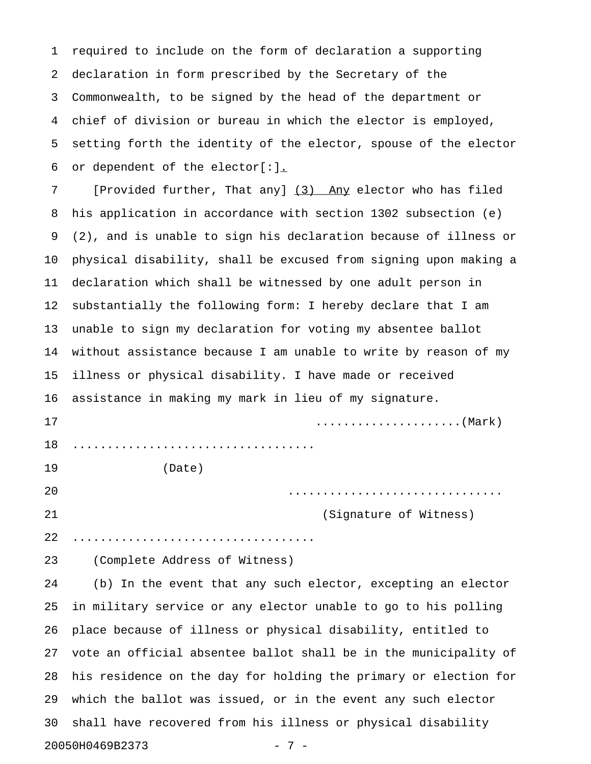required to include on the form of declaration a supporting declaration in form prescribed by the Secretary of the Commonwealth, to be signed by the head of the department or chief of division or bureau in which the elector is employed, setting forth the identity of the elector, spouse of the elector or dependent of the elector[:]<u>.</u>

[Provided further, That any] <u>(3) Any</u> elector who has filed his application in accordance with section 1302 subsection (e) (2), and is unable to sign his declaration because of illness or physical disability, shall be excused from signing upon making a declaration which shall be witnessed by one adult person in substantially the following form: I hereby declare that I am unable to sign my declaration for voting my absentee ballot without assistance because I am unable to write by reason of my illness or physical disability. I have made or received assistance in making my mark in lieu of my signature.

....................(Mark)

..................................

(Date)

..............................

(Signature of Witness)

..................................

(Complete Address of Witness)

(b) In the event that any such elector, excepting an elector in military service or any elector unable to go to his polling place because of illness or physical disability, entitled to vote an official absentee ballot shall be in the municipality of his residence on the day for holding the primary or election for which the ballot was issued, or in the event any such elector shall have recovered from his illness or physical disability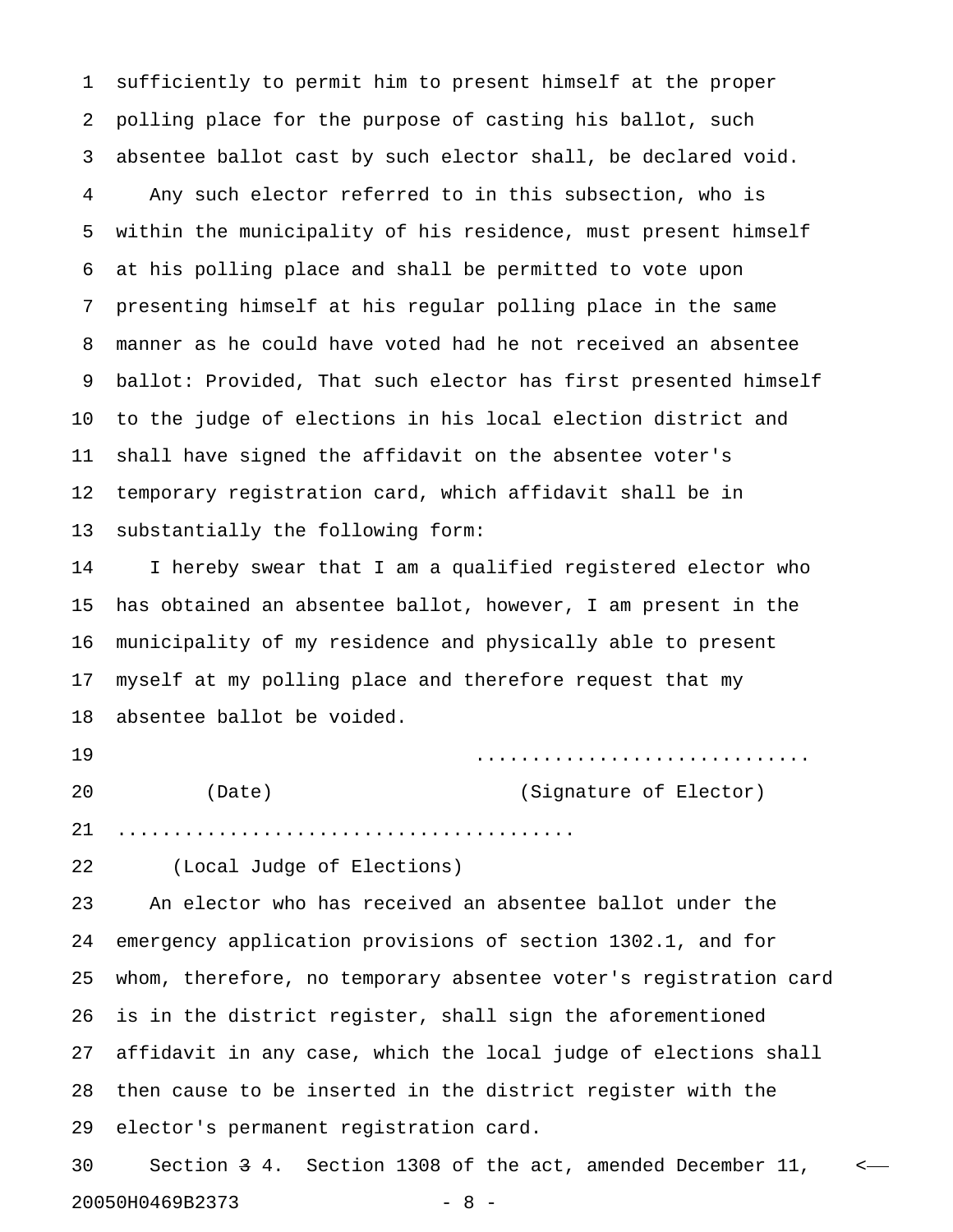sufficiently to permit him to present himself at the proper polling place for the purpose of casting his ballot, such absentee ballot cast by such elector shall, be declared void.

Any such elector referred to in this subsection, who is within the municipality of his residence, must present himself at his polling place and shall be permitted to vote upon presenting himself at his regular polling place in the same manner as he could have voted had he not received an absentee ballot: Provided, That such elector has first presented himself to the judge of elections in his local election district and shall have signed the affidavit on the absentee voter's temporary registration card, which affidavit shall be in substantially the following form:

I hereby swear that I am a qualified registered elector who has obtained an absentee ballot, however, I am present in the municipality of my residence and physically able to present myself at my polling place and therefore request that my absentee ballot be voided.

..............................

(Date) (Signature of Elector)

........................................

(Local Judge of Elections)

An elector who has received an absentee ballot under the emergency application provisions of section 1302.1, and for whom, therefore, no temporary absentee voter's registration card is in the district register, shall sign the aforementioned affidavit in any case, which the local judge of elections shall then cause to be inserted in the district register with the elector's permanent registration card.

Section ~~3~~ 4. Section 1308 of the act, amended December 11,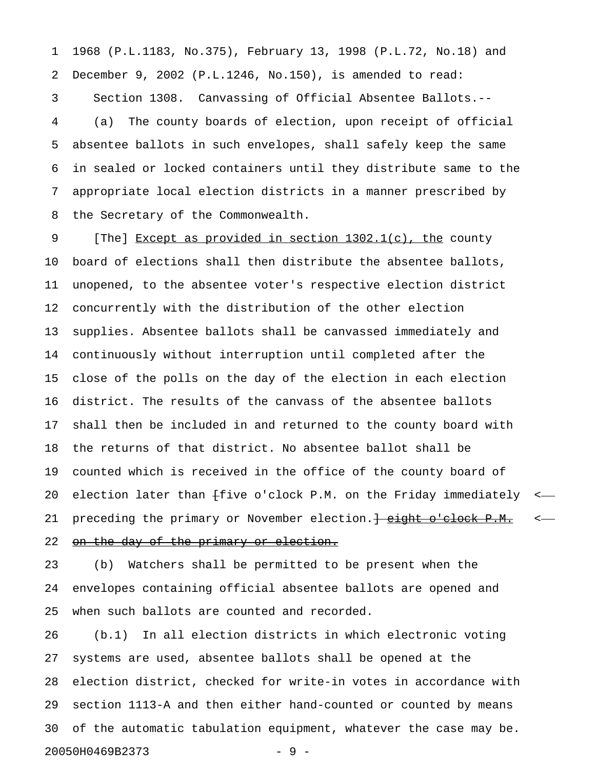1968 (P.L.1183, No.375), February 13, 1998 (P.L.72, No.18) and December 9, 2002 (P.L.1246, No.150), is amended to read:

Section 1308. Canvassing of Official Absentee Ballots.--

(a) The county boards of election, upon receipt of official absentee ballots in such envelopes, shall safely keep the same in sealed or locked containers until they distribute same to the appropriate local election districts in a manner prescribed by the Secretary of the Commonwealth.

[The] <u>Except as provided in section 1302.1(c), the</u> county board of elections shall then distribute the absentee ballots, unopened, to the absentee voter's respective election district concurrently with the distribution of the other election supplies. Absentee ballots shall be canvassed immediately and continuously without interruption until completed after the close of the polls on the day of the election in each election district. The results of the canvass of the absentee ballots shall then be included in and returned to the county board with the returns of that district. No absentee ballot shall be counted which is received in the office of the county board of election later than ~~[~~five o'clock P.M. on the Friday immediately preceding the primary or November election.~~] eight o'clock P.M. on the day of the primary or election.~~

(b) Watchers shall be permitted to be present when the envelopes containing official absentee ballots are opened and when such ballots are counted and recorded.

(b.1) In all election districts in which electronic voting systems are used, absentee ballots shall be opened at the election district, checked for write-in votes in accordance with section 1113-A and then either hand-counted or counted by means of the automatic tabulation equipment, whatever the case may be.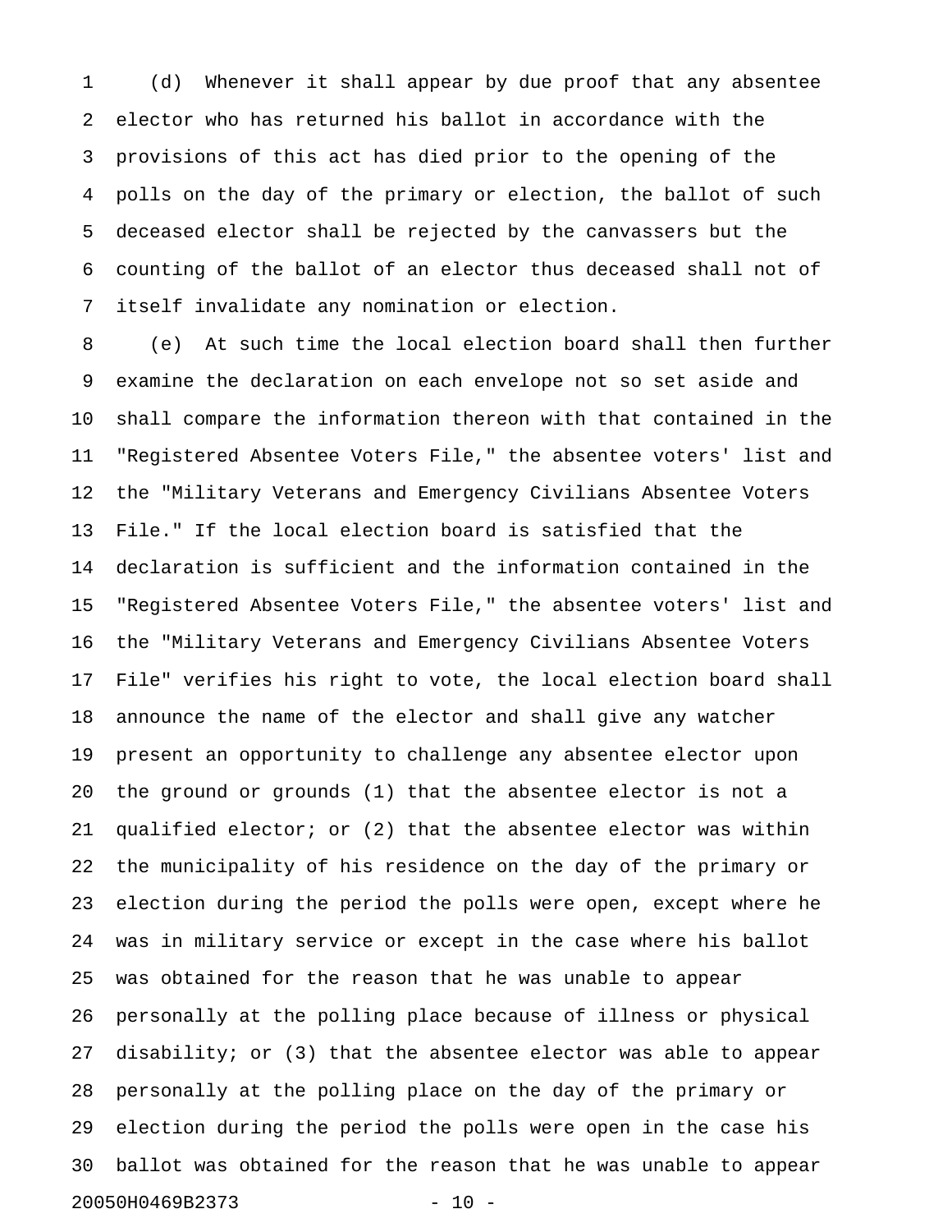(d) Whenever it shall appear by due proof that any absentee elector who has returned his ballot in accordance with the provisions of this act has died prior to the opening of the polls on the day of the primary or election, the ballot of such deceased elector shall be rejected by the canvassers but the counting of the ballot of an elector thus deceased shall not of itself invalidate any nomination or election.

(e) At such time the local election board shall then further examine the declaration on each envelope not so set aside and shall compare the information thereon with that contained in the "Registered Absentee Voters File," the absentee voters' list and the "Military Veterans and Emergency Civilians Absentee Voters File." If the local election board is satisfied that the declaration is sufficient and the information contained in the "Registered Absentee Voters File," the absentee voters' list and the "Military Veterans and Emergency Civilians Absentee Voters File" verifies his right to vote, the local election board shall announce the name of the elector and shall give any watcher present an opportunity to challenge any absentee elector upon the ground or grounds (1) that the absentee elector is not a qualified elector; or (2) that the absentee elector was within the municipality of his residence on the day of the primary or election during the period the polls were open, except where he was in military service or except in the case where his ballot was obtained for the reason that he was unable to appear personally at the polling place because of illness or physical disability; or (3) that the absentee elector was able to appear personally at the polling place on the day of the primary or election during the period the polls were open in the case his ballot was obtained for the reason that he was unable to appear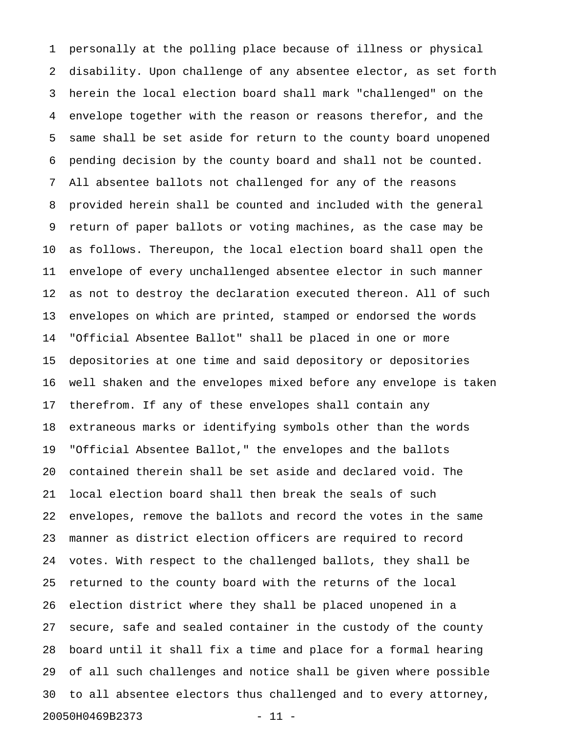personally at the polling place because of illness or physical disability. Upon challenge of any absentee elector, as set forth herein the local election board shall mark "challenged" on the envelope together with the reason or reasons therefor, and the same shall be set aside for return to the county board unopened pending decision by the county board and shall not be counted. All absentee ballots not challenged for any of the reasons provided herein shall be counted and included with the general return of paper ballots or voting machines, as the case may be as follows. Thereupon, the local election board shall open the envelope of every unchallenged absentee elector in such manner as not to destroy the declaration executed thereon. All of such envelopes on which are printed, stamped or endorsed the words "Official Absentee Ballot" shall be placed in one or more depositories at one time and said depository or depositories well shaken and the envelopes mixed before any envelope is taken therefrom. If any of these envelopes shall contain any extraneous marks or identifying symbols other than the words "Official Absentee Ballot," the envelopes and the ballots contained therein shall be set aside and declared void. The local election board shall then break the seals of such envelopes, remove the ballots and record the votes in the same manner as district election officers are required to record votes. With respect to the challenged ballots, they shall be returned to the county board with the returns of the local election district where they shall be placed unopened in a secure, safe and sealed container in the custody of the county board until it shall fix a time and place for a formal hearing of all such challenges and notice shall be given where possible to all absentee electors thus challenged and to every attorney,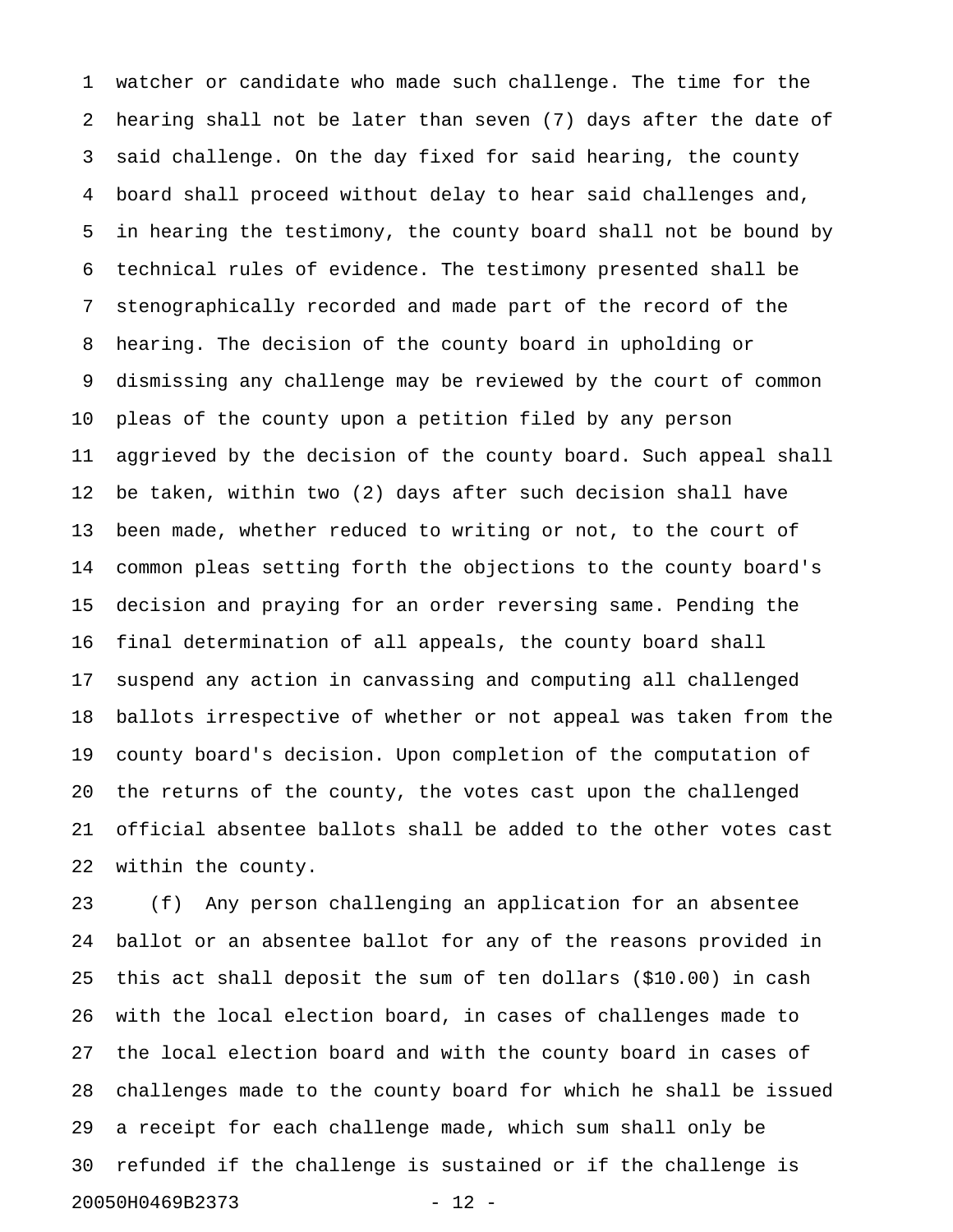watcher or candidate who made such challenge. The time for the hearing shall not be later than seven (7) days after the date of said challenge. On the day fixed for said hearing, the county board shall proceed without delay to hear said challenges and, in hearing the testimony, the county board shall not be bound by technical rules of evidence. The testimony presented shall be stenographically recorded and made part of the record of the hearing. The decision of the county board in upholding or dismissing any challenge may be reviewed by the court of common pleas of the county upon a petition filed by any person aggrieved by the decision of the county board. Such appeal shall be taken, within two (2) days after such decision shall have been made, whether reduced to writing or not, to the court of common pleas setting forth the objections to the county board's decision and praying for an order reversing same. Pending the final determination of all appeals, the county board shall suspend any action in canvassing and computing all challenged ballots irrespective of whether or not appeal was taken from the county board's decision. Upon completion of the computation of the returns of the county, the votes cast upon the challenged official absentee ballots shall be added to the other votes cast within the county.

(f) Any person challenging an application for an absentee ballot or an absentee ballot for any of the reasons provided in this act shall deposit the sum of ten dollars ($10.00) in cash with the local election board, in cases of challenges made to the local election board and with the county board in cases of challenges made to the county board for which he shall be issued a receipt for each challenge made, which sum shall only be refunded if the challenge is sustained or if the challenge is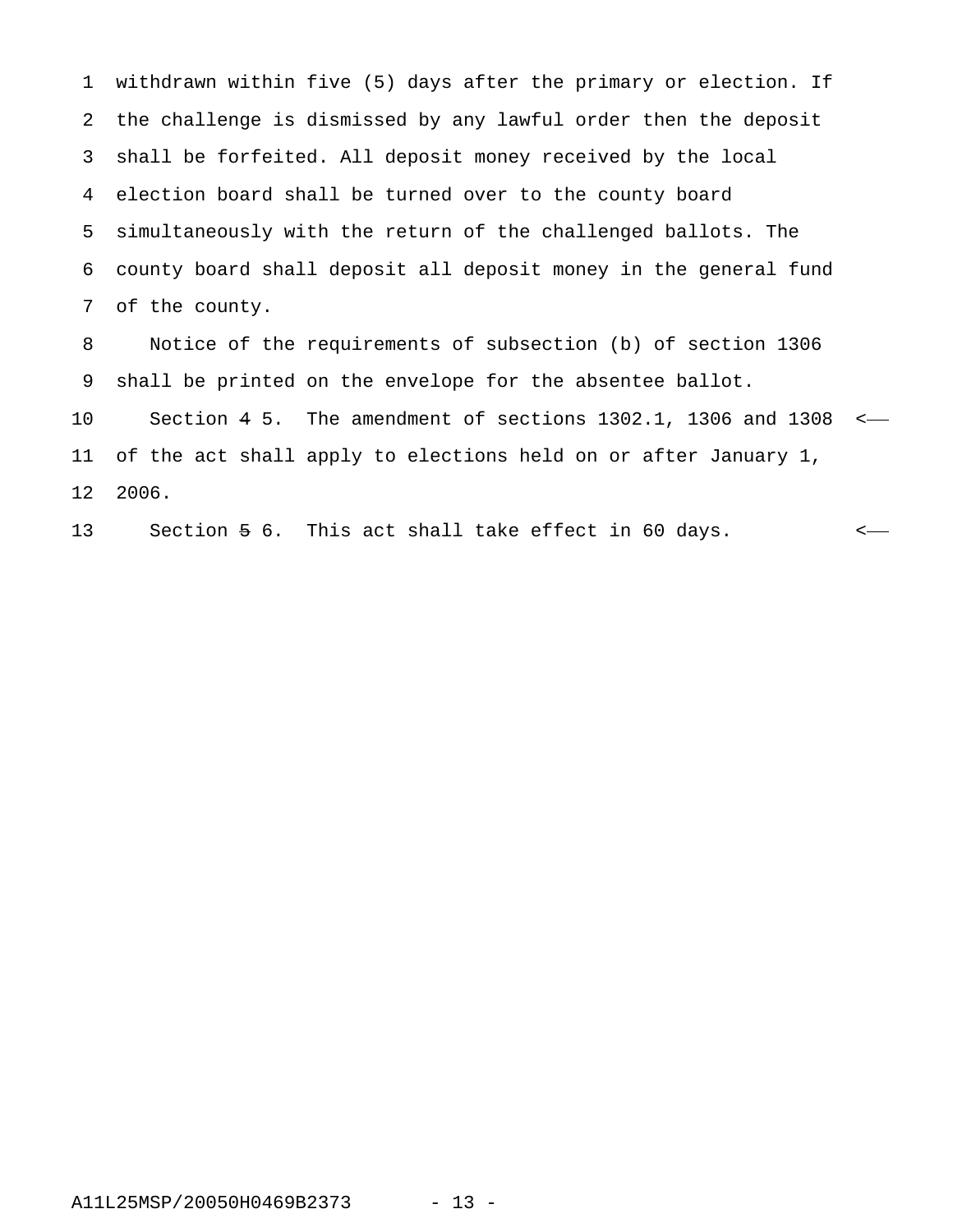withdrawn within five (5) days after the primary or election. If the challenge is dismissed by any lawful order then the deposit shall be forfeited. All deposit money received by the local election board shall be turned over to the county board simultaneously with the return of the challenged ballots. The county board shall deposit all deposit money in the general fund of the county.

Notice of the requirements of subsection (b) of section 1306 shall be printed on the envelope for the absentee ballot.

Section ~~4~~ 5. The amendment of sections 1302.1, 1306 and 1308 of the act shall apply to elections held on or after January 1, 2006.

Section ~~5~~ 6. This act shall take effect in 60 days.